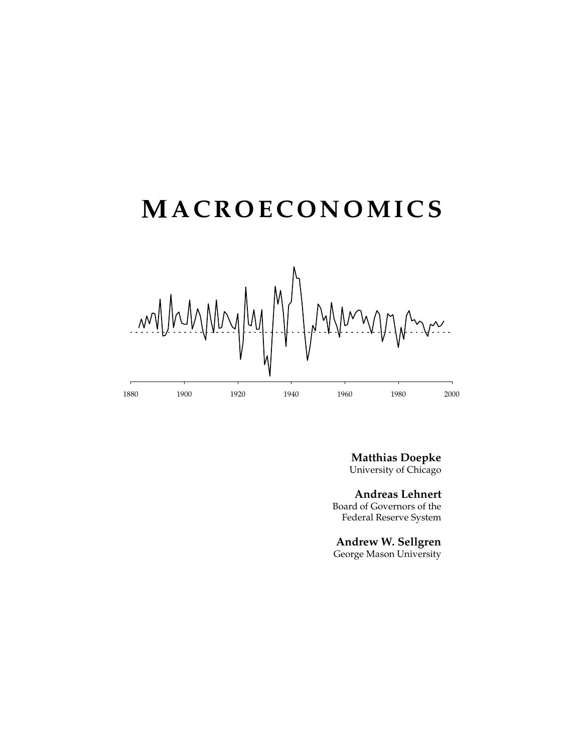# MACROECONOMICS

**Matthias Doepke**
University of Chicago

**Andreas Lehnert**
Board of Governors of the
Federal Reserve System

**Andrew W. Sellgren**
George Mason University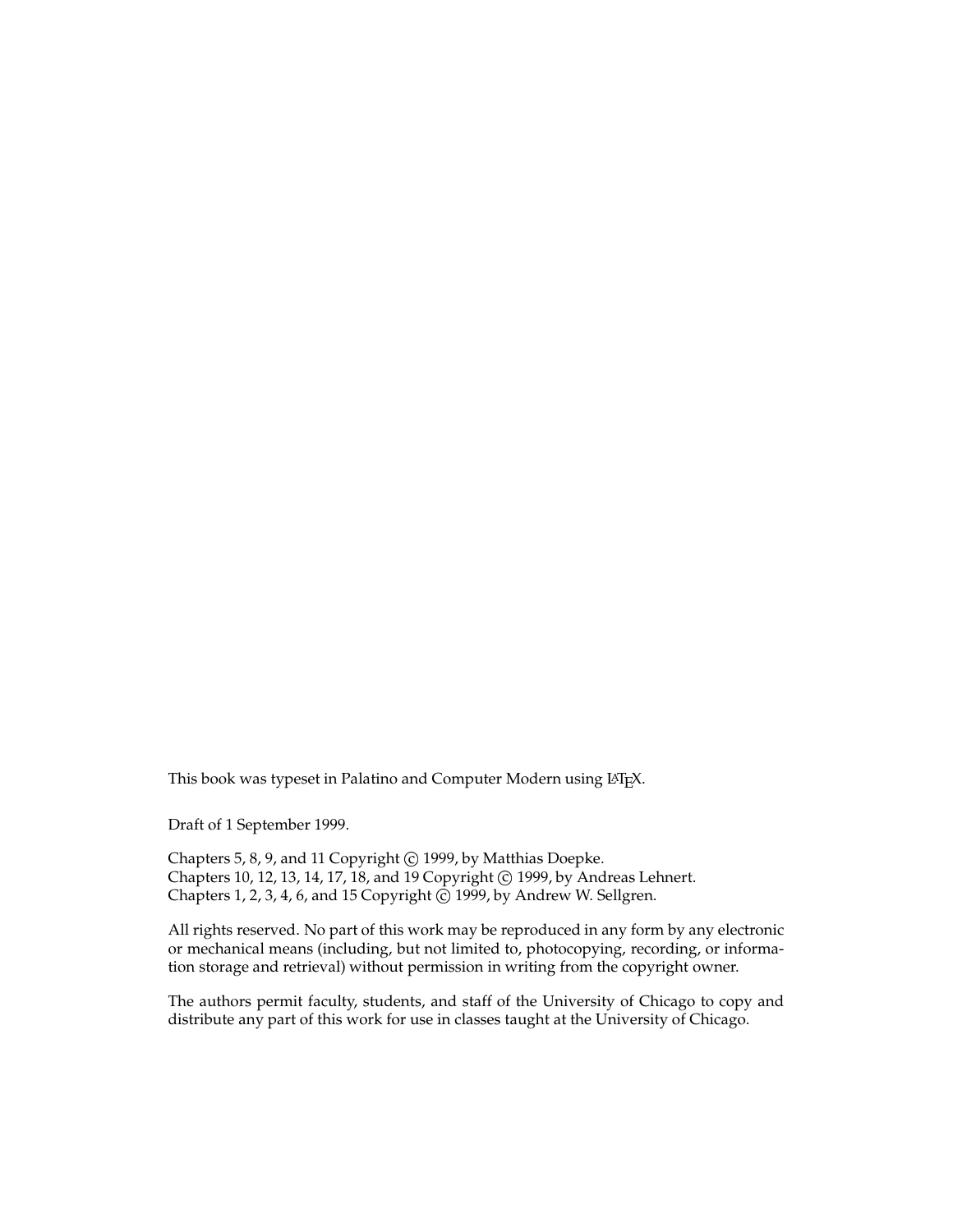This book was typeset in Palatino and Computer Modern using LaTeX.

Draft of 1 September 1999.

Chapters 5, 8, 9, and 11 Copyright © 1999, by Matthias Doepke.
Chapters 10, 12, 13, 14, 17, 18, and 19 Copyright © 1999, by Andreas Lehnert.
Chapters 1, 2, 3, 4, 6, and 15 Copyright © 1999, by Andrew W. Sellgren.

All rights reserved. No part of this work may be reproduced in any form by any electronic or mechanical means (including, but not limited to, photocopying, recording, or information storage and retrieval) without permission in writing from the copyright owner.

The authors permit faculty, students, and staff of the University of Chicago to copy and distribute any part of this work for use in classes taught at the University of Chicago.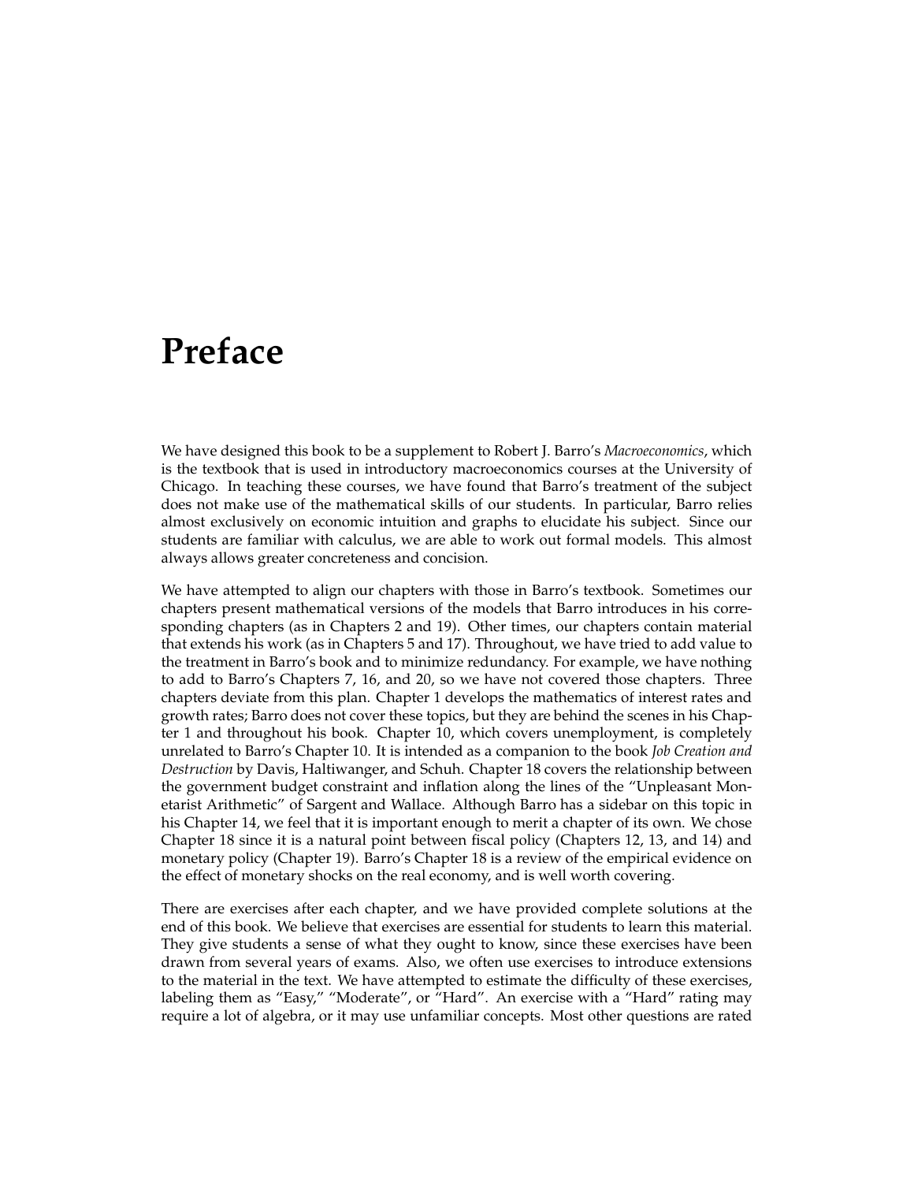# Preface

We have designed this book to be a supplement to Robert J. Barro's *Macroeconomics*, which is the textbook that is used in introductory macroeconomics courses at the University of Chicago. In teaching these courses, we have found that Barro's treatment of the subject does not make use of the mathematical skills of our students. In particular, Barro relies almost exclusively on economic intuition and graphs to elucidate his subject. Since our students are familiar with calculus, we are able to work out formal models. This almost always allows greater concreteness and concision.

We have attempted to align our chapters with those in Barro's textbook. Sometimes our chapters present mathematical versions of the models that Barro introduces in his corresponding chapters (as in Chapters 2 and 19). Other times, our chapters contain material that extends his work (as in Chapters 5 and 17). Throughout, we have tried to add value to the treatment in Barro's book and to minimize redundancy. For example, we have nothing to add to Barro's Chapters 7, 16, and 20, so we have not covered those chapters. Three chapters deviate from this plan. Chapter 1 develops the mathematics of interest rates and growth rates; Barro does not cover these topics, but they are behind the scenes in his Chapter 1 and throughout his book. Chapter 10, which covers unemployment, is completely unrelated to Barro's Chapter 10. It is intended as a companion to the book *Job Creation and Destruction* by Davis, Haltiwanger, and Schuh. Chapter 18 covers the relationship between the government budget constraint and inflation along the lines of the "Unpleasant Monetarist Arithmetic" of Sargent and Wallace. Although Barro has a sidebar on this topic in his Chapter 14, we feel that it is important enough to merit a chapter of its own. We chose Chapter 18 since it is a natural point between fiscal policy (Chapters 12, 13, and 14) and monetary policy (Chapter 19). Barro's Chapter 18 is a review of the empirical evidence on the effect of monetary shocks on the real economy, and is well worth covering.

There are exercises after each chapter, and we have provided complete solutions at the end of this book. We believe that exercises are essential for students to learn this material. They give students a sense of what they ought to know, since these exercises have been drawn from several years of exams. Also, we often use exercises to introduce extensions to the material in the text. We have attempted to estimate the difficulty of these exercises, labeling them as "Easy," "Moderate", or "Hard". An exercise with a "Hard" rating may require a lot of algebra, or it may use unfamiliar concepts. Most other questions are rated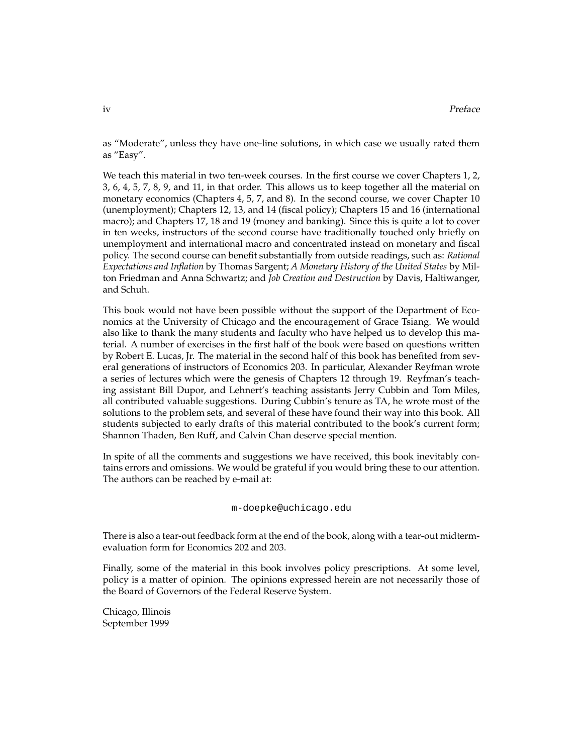as "Moderate", unless they have one-line solutions, in which case we usually rated them as "Easy".

We teach this material in two ten-week courses. In the first course we cover Chapters 1, 2, 3, 6, 4, 5, 7, 8, 9, and 11, in that order. This allows us to keep together all the material on monetary economics (Chapters 4, 5, 7, and 8). In the second course, we cover Chapter 10 (unemployment); Chapters 12, 13, and 14 (fiscal policy); Chapters 15 and 16 (international macro); and Chapters 17, 18 and 19 (money and banking). Since this is quite a lot to cover in ten weeks, instructors of the second course have traditionally touched only briefly on unemployment and international macro and concentrated instead on monetary and fiscal policy. The second course can benefit substantially from outside readings, such as: *Rational Expectations and Inflation* by Thomas Sargent; *A Monetary History of the United States* by Milton Friedman and Anna Schwartz; and *Job Creation and Destruction* by Davis, Haltiwanger, and Schuh.

This book would not have been possible without the support of the Department of Economics at the University of Chicago and the encouragement of Grace Tsiang. We would also like to thank the many students and faculty who have helped us to develop this material. A number of exercises in the first half of the book were based on questions written by Robert E. Lucas, Jr. The material in the second half of this book has benefited from several generations of instructors of Economics 203. In particular, Alexander Reyfman wrote a series of lectures which were the genesis of Chapters 12 through 19. Reyfman's teaching assistant Bill Dupor, and Lehnert's teaching assistants Jerry Cubbin and Tom Miles, all contributed valuable suggestions. During Cubbin's tenure as TA, he wrote most of the solutions to the problem sets, and several of these have found their way into this book. All students subjected to early drafts of this material contributed to the book's current form; Shannon Thaden, Ben Ruff, and Calvin Chan deserve special mention.

In spite of all the comments and suggestions we have received, this book inevitably contains errors and omissions. We would be grateful if you would bring these to our attention. The authors can be reached by e-mail at:

```
m-doepke@uchicago.edu
```

There is also a tear-out feedback form at the end of the book, along with a tear-out midterm-evaluation form for Economics 202 and 203.

Finally, some of the material in this book involves policy prescriptions. At some level, policy is a matter of opinion. The opinions expressed herein are not necessarily those of the Board of Governors of the Federal Reserve System.

Chicago, Illinois
September 1999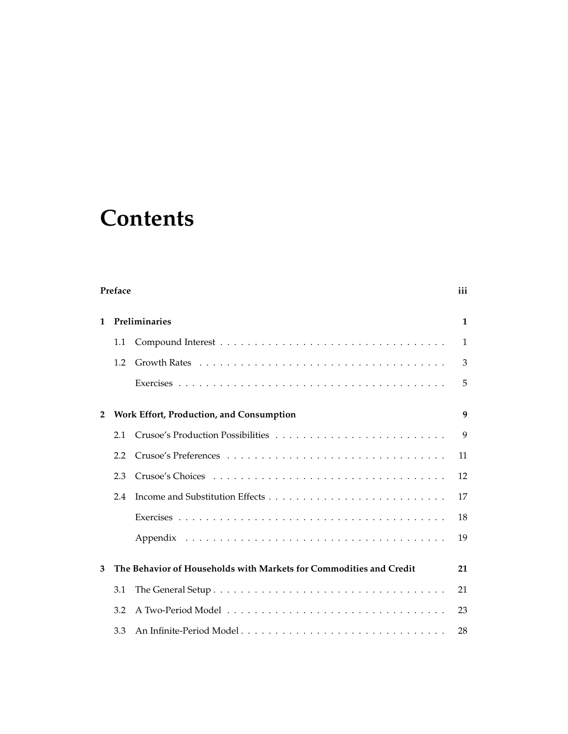# Contents

**Preface** **iii**

**1 Preliminaries** **1**

1.1 Compound Interest . . . . . . . . . . . . . . . . . . . . . . . . . . . . . . . . 1

1.2 Growth Rates . . . . . . . . . . . . . . . . . . . . . . . . . . . . . . . . . . 3

Exercises . . . . . . . . . . . . . . . . . . . . . . . . . . . . . . . . . . . . . 5

**2 Work Effort, Production, and Consumption** **9**

2.1 Crusoe's Production Possibilities . . . . . . . . . . . . . . . . . . . . . . . . 9

2.2 Crusoe's Preferences . . . . . . . . . . . . . . . . . . . . . . . . . . . . . . 11

2.3 Crusoe's Choices . . . . . . . . . . . . . . . . . . . . . . . . . . . . . . . . 12

2.4 Income and Substitution Effects . . . . . . . . . . . . . . . . . . . . . . . . 17

Exercises . . . . . . . . . . . . . . . . . . . . . . . . . . . . . . . . . . . . . 18

Appendix . . . . . . . . . . . . . . . . . . . . . . . . . . . . . . . . . . . . . 19

**3 The Behavior of Households with Markets for Commodities and Credit** **21**

3.1 The General Setup . . . . . . . . . . . . . . . . . . . . . . . . . . . . . . . . 21

3.2 A Two-Period Model . . . . . . . . . . . . . . . . . . . . . . . . . . . . . . 23

3.3 An Infinite-Period Model . . . . . . . . . . . . . . . . . . . . . . . . . . . . 28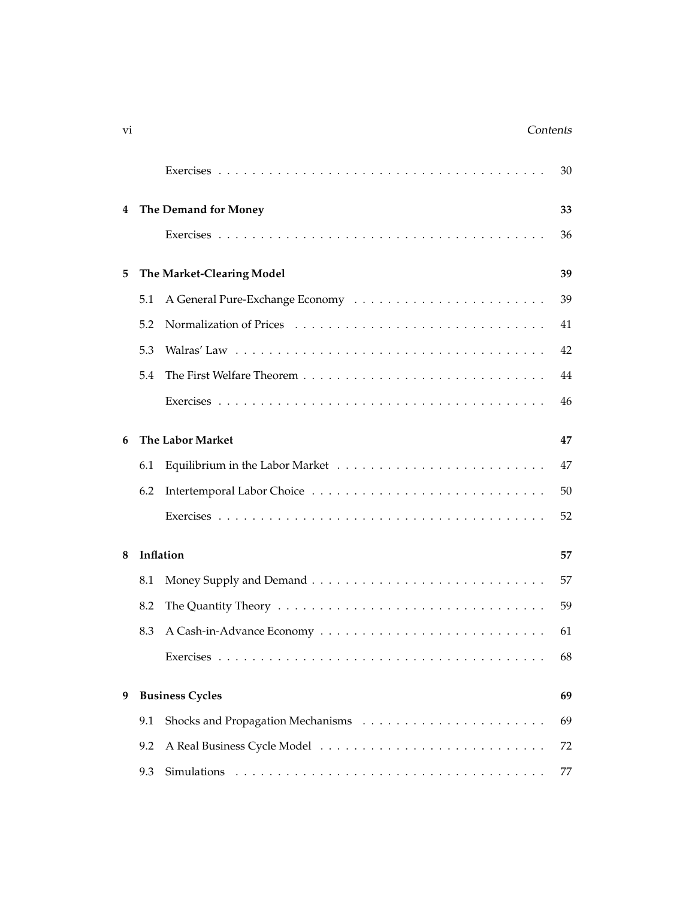| | | |
|---|---|---|
| | Exercises | 30 |
| **4** | **The Demand for Money** | **33** |
| | Exercises | 36 |
| **5** | **The Market-Clearing Model** | **39** |
| 5.1 | A General Pure-Exchange Economy | 39 |
| 5.2 | Normalization of Prices | 41 |
| 5.3 | Walras' Law | 42 |
| 5.4 | The First Welfare Theorem | 44 |
| | Exercises | 46 |
| **6** | **The Labor Market** | **47** |
| 6.1 | Equilibrium in the Labor Market | 47 |
| 6.2 | Intertemporal Labor Choice | 50 |
| | Exercises | 52 |
| **8** | **Inflation** | **57** |
| 8.1 | Money Supply and Demand | 57 |
| 8.2 | The Quantity Theory | 59 |
| 8.3 | A Cash-in-Advance Economy | 61 |
| | Exercises | 68 |
| **9** | **Business Cycles** | **69** |
| 9.1 | Shocks and Propagation Mechanisms | 69 |
| 9.2 | A Real Business Cycle Model | 72 |
| 9.3 | Simulations | 77 |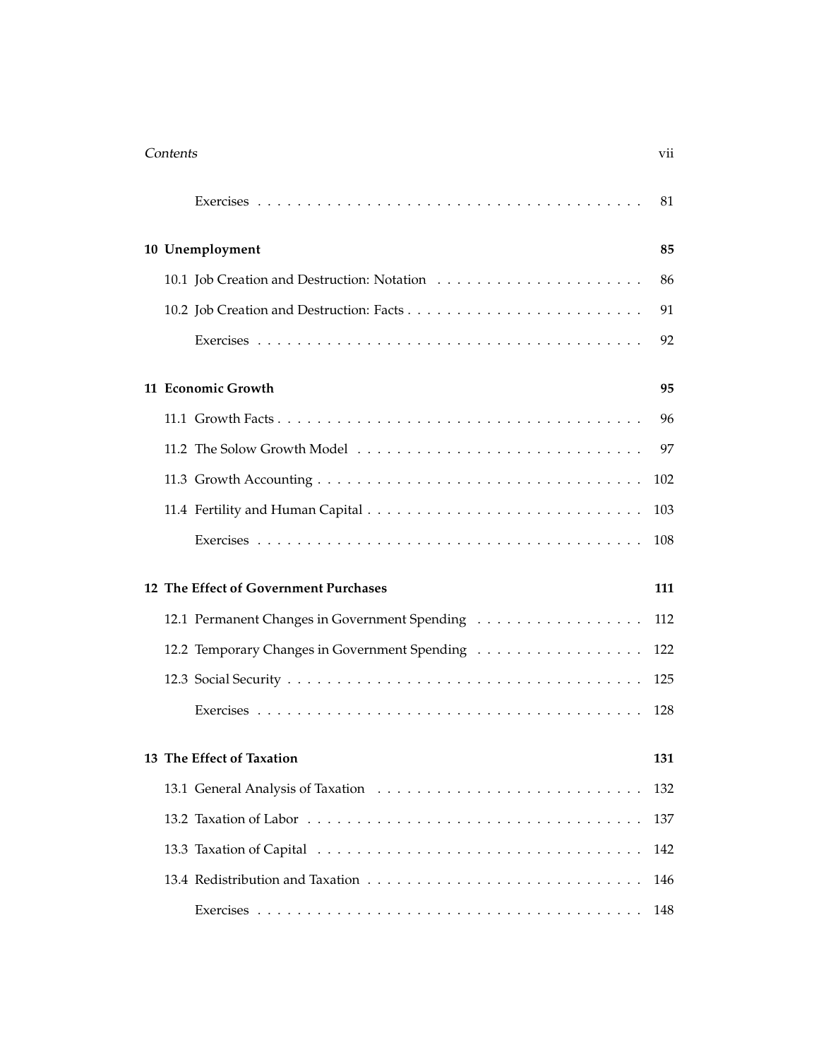Exercises . . . . . . . . . . . . . . . . . . . . . . . . . . . . . . . . . . . . . 81

**10 Unemployment** **85**

10.1 Job Creation and Destruction: Notation . . . . . . . . . . . . . . . . . . . . 86

10.2 Job Creation and Destruction: Facts . . . . . . . . . . . . . . . . . . . . . . . 91

Exercises . . . . . . . . . . . . . . . . . . . . . . . . . . . . . . . . . . . . . 92

**11 Economic Growth** **95**

11.1 Growth Facts . . . . . . . . . . . . . . . . . . . . . . . . . . . . . . . . . . . 96

11.2 The Solow Growth Model . . . . . . . . . . . . . . . . . . . . . . . . . . . . 97

11.3 Growth Accounting . . . . . . . . . . . . . . . . . . . . . . . . . . . . . . . 102

11.4 Fertility and Human Capital . . . . . . . . . . . . . . . . . . . . . . . . . . 103

Exercises . . . . . . . . . . . . . . . . . . . . . . . . . . . . . . . . . . . . . 108

**12 The Effect of Government Purchases** **111**

12.1 Permanent Changes in Government Spending . . . . . . . . . . . . . . . . . 112

12.2 Temporary Changes in Government Spending . . . . . . . . . . . . . . . . . 122

12.3 Social Security . . . . . . . . . . . . . . . . . . . . . . . . . . . . . . . . . . 125

Exercises . . . . . . . . . . . . . . . . . . . . . . . . . . . . . . . . . . . . . 128

**13 The Effect of Taxation** **131**

13.1 General Analysis of Taxation . . . . . . . . . . . . . . . . . . . . . . . . . . 132

13.2 Taxation of Labor . . . . . . . . . . . . . . . . . . . . . . . . . . . . . . . . 137

13.3 Taxation of Capital . . . . . . . . . . . . . . . . . . . . . . . . . . . . . . . 142

13.4 Redistribution and Taxation . . . . . . . . . . . . . . . . . . . . . . . . . . 146

Exercises . . . . . . . . . . . . . . . . . . . . . . . . . . . . . . . . . . . . . 148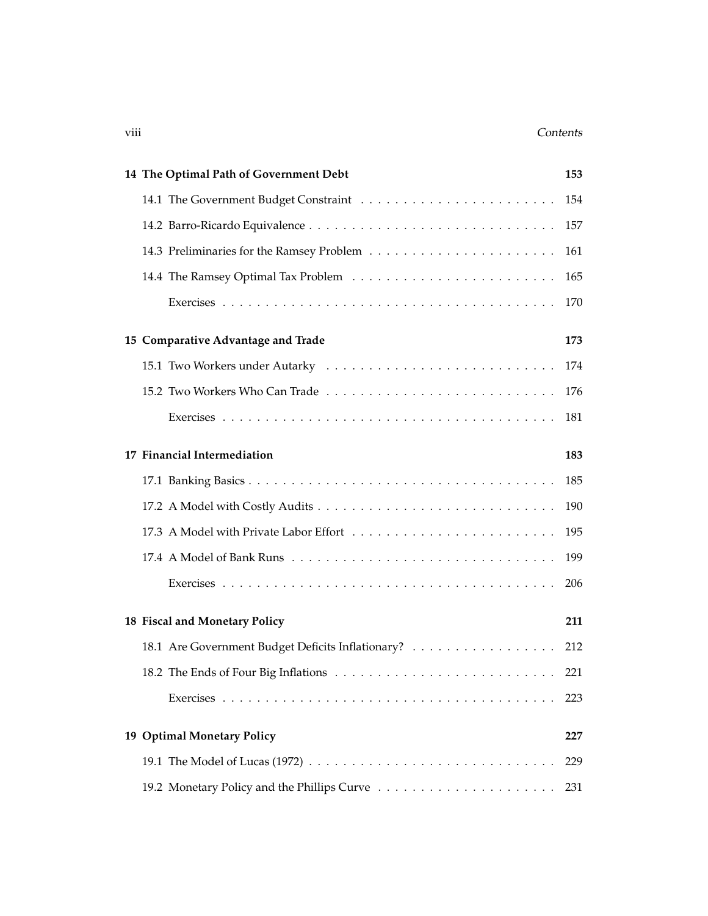| | |
|---|---|
| **14 The Optimal Path of Government Debt** | **153** |
| 14.1 The Government Budget Constraint | 154 |
| 14.2 Barro-Ricardo Equivalence | 157 |
| 14.3 Preliminaries for the Ramsey Problem | 161 |
| 14.4 The Ramsey Optimal Tax Problem | 165 |
| Exercises | 170 |
| **15 Comparative Advantage and Trade** | **173** |
| 15.1 Two Workers under Autarky | 174 |
| 15.2 Two Workers Who Can Trade | 176 |
| Exercises | 181 |
| **17 Financial Intermediation** | **183** |
| 17.1 Banking Basics | 185 |
| 17.2 A Model with Costly Audits | 190 |
| 17.3 A Model with Private Labor Effort | 195 |
| 17.4 A Model of Bank Runs | 199 |
| Exercises | 206 |
| **18 Fiscal and Monetary Policy** | **211** |
| 18.1 Are Government Budget Deficits Inflationary? | 212 |
| 18.2 The Ends of Four Big Inflations | 221 |
| Exercises | 223 |
| **19 Optimal Monetary Policy** | **227** |
| 19.1 The Model of Lucas (1972) | 229 |
| 19.2 Monetary Policy and the Phillips Curve | 231 |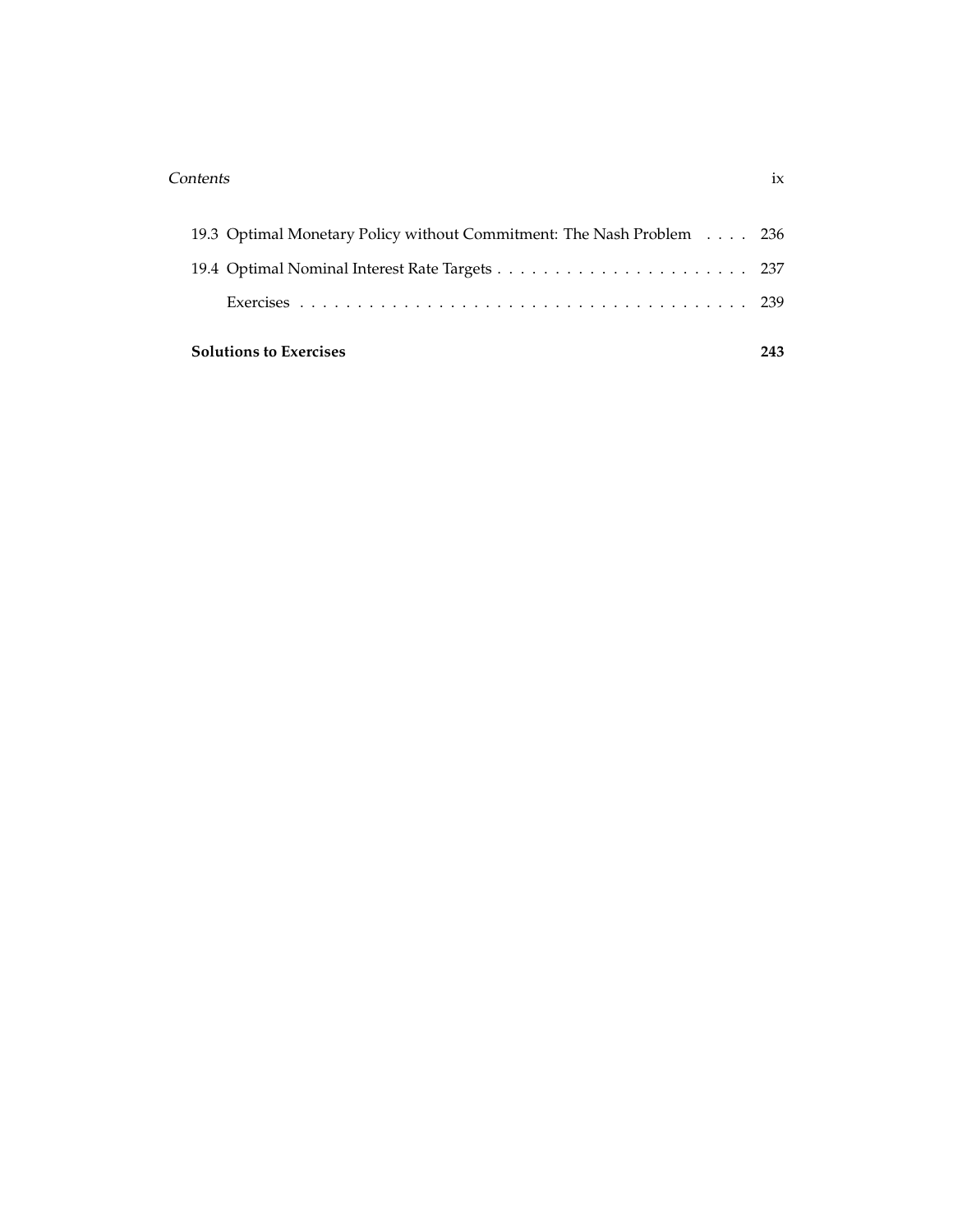19.3 Optimal Monetary Policy without Commitment: The Nash Problem . . . . 236

19.4 Optimal Nominal Interest Rate Targets . . . . . . . . . . . . . . . . . . . . . . 237

Exercises . . . . . . . . . . . . . . . . . . . . . . . . . . . . . . . . . . . . 239

**Solutions to Exercises** **243**